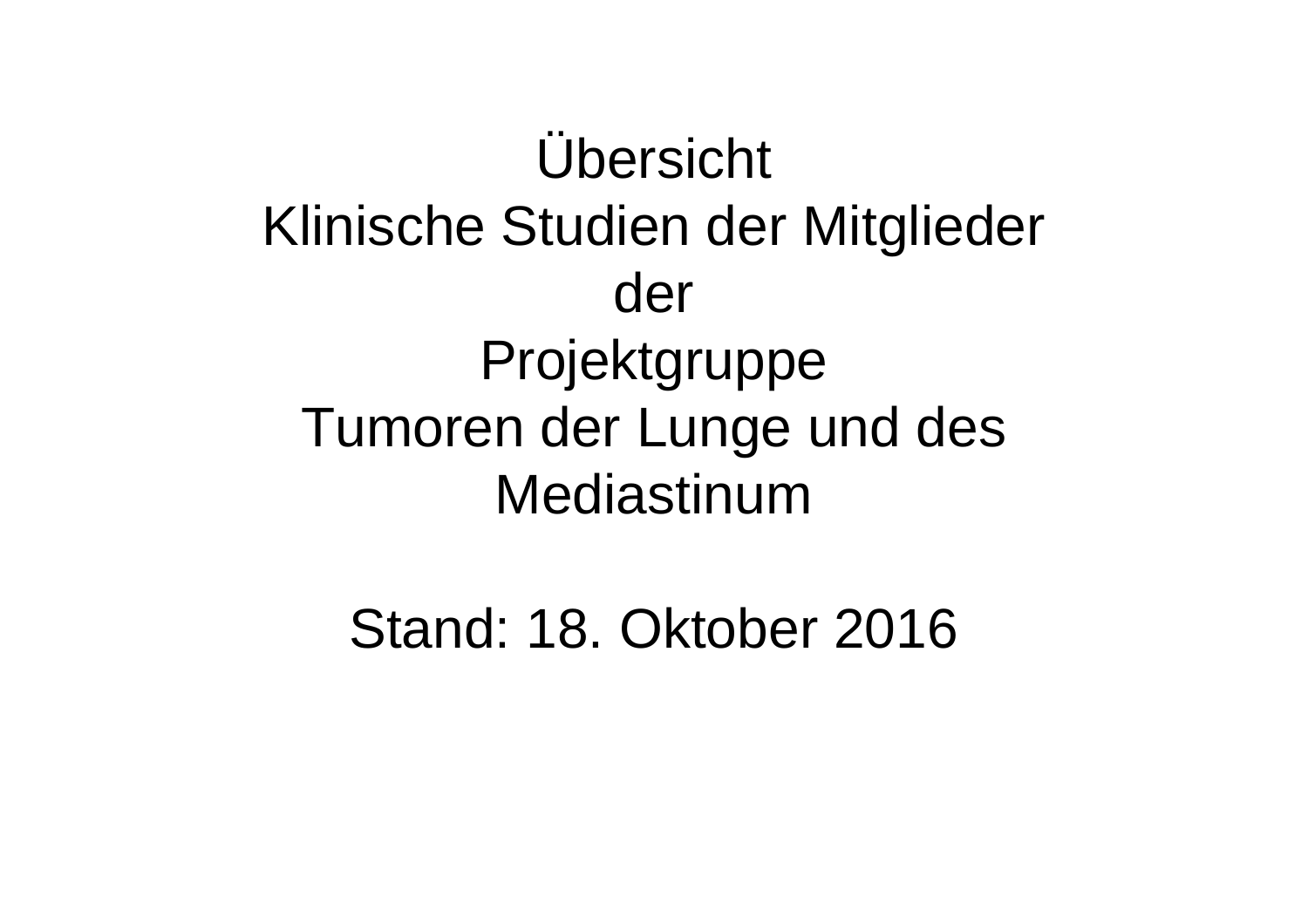# Übersicht
# Klinische Studien der Mitglieder der Projektgruppe Tumoren der Lunge und des Mediastinum

Stand: 18. Oktober 2016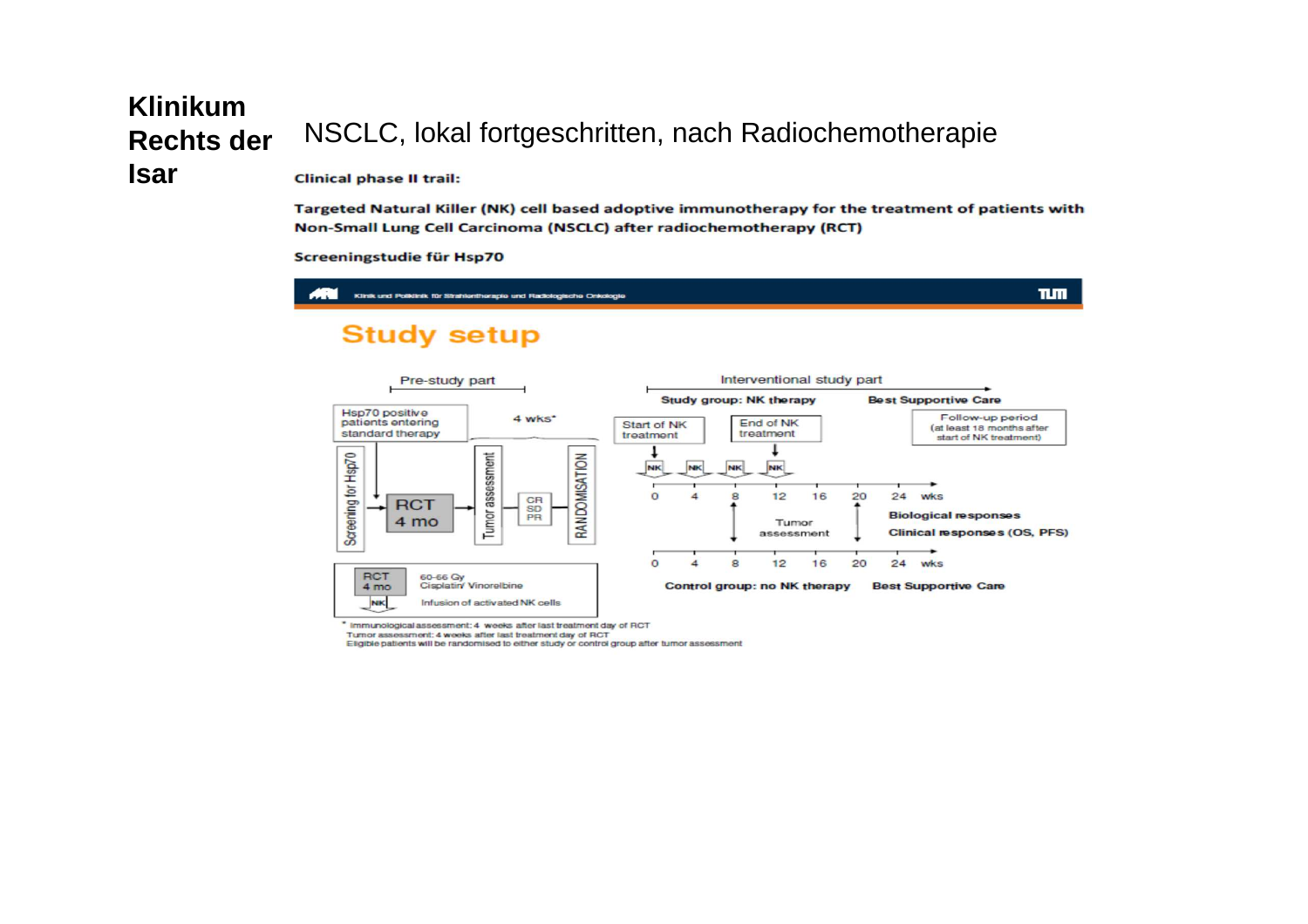**Klinikum Rechts der Isar**

# NSCLC, lokal fortgeschritten, nach Radiochemotherapie

**Clinical phase II trail:**

**Targeted Natural Killer (NK) cell based adoptive immunotherapy for the treatment of patients with Non-Small Lung Cell Carcinoma (NSCLC) after radiochemotherapy (RCT)**

**Screeningstudie für Hsp70**

Klinik und Poliklinik für Strahlentherapie und Radiologische Onkologie

## Study setup

Pre-study part

Hsp70 positive patients entering standard therapy

4 wks*

Screening for Hsp70 → RCT 4 mo → Tumor assessment → CR / SD / PR → RANDOMISATION

Interventional study part

**Study group: NK therapy** — **Best Supportive Care**

Start of NK treatment — End of NK treatment — Follow-up period (at least 18 months after start of NK treatment)

NK NK NK NK

0 4 8 12 16 20 24 wks

Tumor assessment

**Biological responses**

**Clinical responses (OS, PFS)**

0 4 8 12 16 20 24 wks

**Control group: no NK therapy** — **Best Supportive Care**

RCT 4 mo: 60-66 Gy Cisplatin/ Vinorelbine

NK: Infusion of activated NK cells

* Immunological assessment: 4 weeks after last treatment day of RCT
Tumor assessment: 4 weeks after last treatment day of RCT
Eligible patients will be randomised to either study or control group after tumor assessment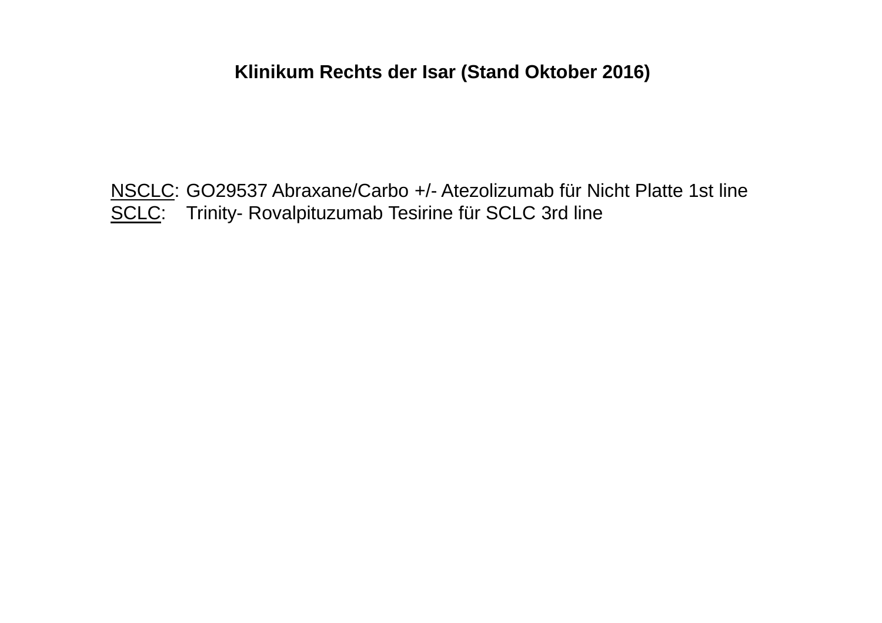**Klinikum Rechts der Isar (Stand Oktober 2016)**

NSCLC: GO29537 Abraxane/Carbo +/- Atezolizumab für Nicht Platte 1st line
SCLC: Trinity- Rovalpituzumab Tesirine für SCLC 3rd line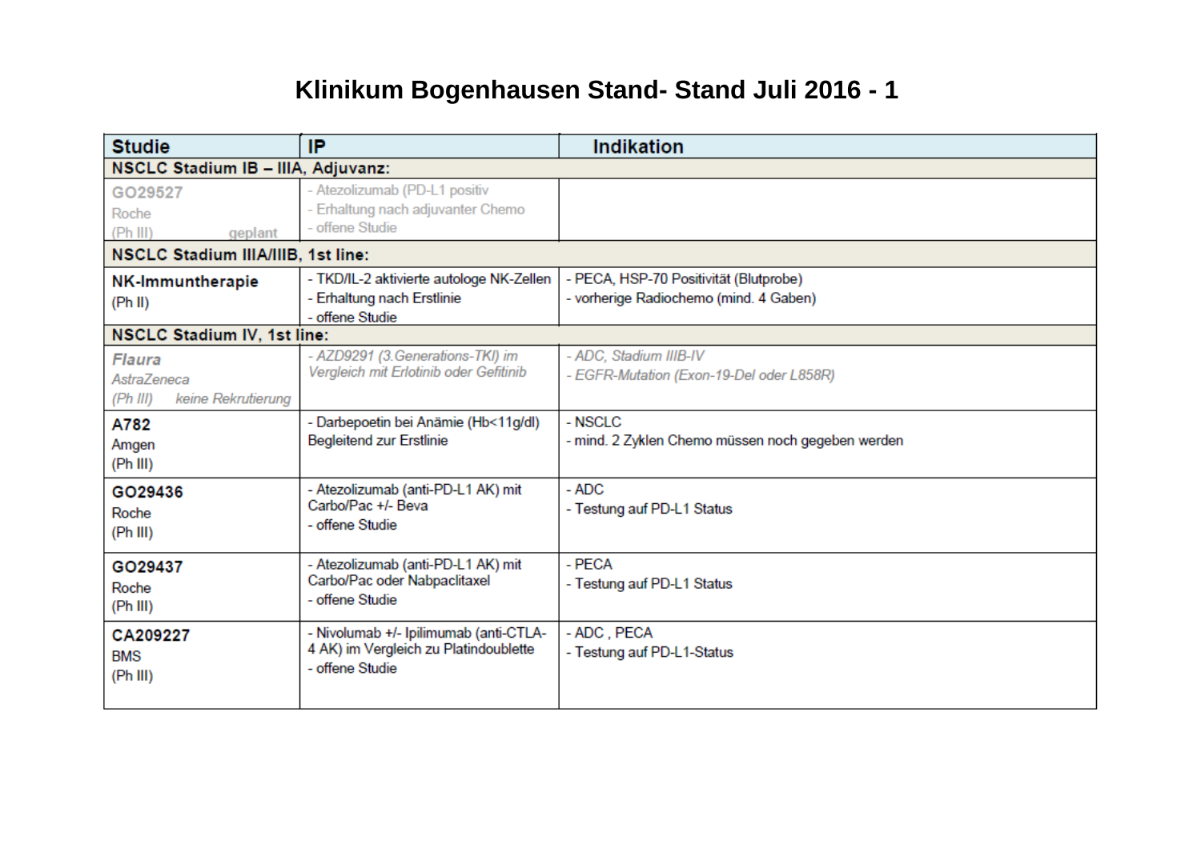# Klinikum Bogenhausen Stand- Stand Juli 2016 - 1

| Studie | IP | Indikation |
|---|---|---|
| **NSCLC Stadium IB – IIIA, Adjuvanz:** | | |
| GO29527<br>Roche<br>(Ph III) geplant | - Atezolizumab (PD-L1 positiv<br>- Erhaltung nach adjuvanter Chemo<br>- offene Studie | |
| **NSCLC Stadium IIIA/IIIB, 1st line:** | | |
| **NK-Immuntherapie**<br>(Ph II) | - TKD/IL-2 aktivierte autologe NK-Zellen<br>- Erhaltung nach Erstlinie<br>- offene Studie | - PECA, HSP-70 Positivität (Blutprobe)<br>- vorherige Radiochemo (mind. 4 Gaben) |
| **NSCLC Stadium IV, 1st line:** | | |
| ***Flaura***<br>*AstraZeneca*<br>*(Ph III) keine Rekrutierung* | *- AZD9291 (3.Generations-TKI) im Vergleich mit Erlotinib oder Gefitinib* | *- ADC, Stadium IIIB-IV*<br>*- EGFR-Mutation (Exon-19-Del oder L858R)* |
| **A782**<br>Amgen<br>(Ph III) | - Darbepoetin bei Anämie (Hb<11g/dl) Begleitend zur Erstlinie | - NSCLC<br>- mind. 2 Zyklen Chemo müssen noch gegeben werden |
| **GO29436**<br>Roche<br>(Ph III) | - Atezolizumab (anti-PD-L1 AK) mit Carbo/Pac +/- Beva<br>- offene Studie | - ADC<br>- Testung auf PD-L1 Status |
| **GO29437**<br>Roche<br>(Ph III) | - Atezolizumab (anti-PD-L1 AK) mit Carbo/Pac oder Nabpaclitaxel<br>- offene Studie | - PECA<br>- Testung auf PD-L1 Status |
| **CA209227**<br>BMS<br>(Ph III) | - Nivolumab +/- Ipilimumab (anti-CTLA-4 AK) im Vergleich zu Platindoublette<br>- offene Studie | - ADC , PECA<br>- Testung auf PD-L1-Status |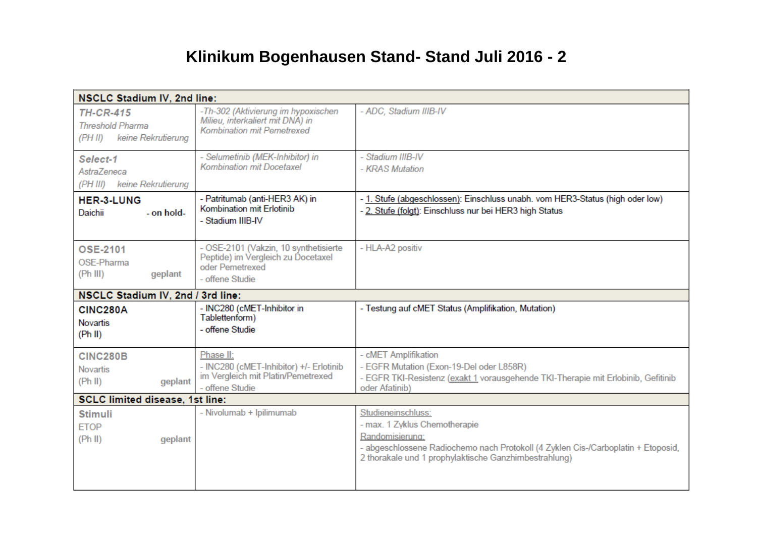# Klinikum Bogenhausen Stand- Stand Juli 2016 - 2

| NSCLC Stadium IV, 2nd line: | | |
|---|---|---|
| *TH-CR-415*<br>*Threshold Pharma*<br>*(PH II) keine Rekrutierung* | *-Th-302 (Aktivierung im hypoxischen Milieu, interkaliert mit DNA) in Kombination mit Pemetrexed* | *- ADC, Stadium IIIB-IV* |
| *Select-1*<br>*AstraZeneca*<br>*(PH III) keine Rekrutierung* | *- Selumetinib (MEK-Inhibitor) in Kombination mit Docetaxel* | *- Stadium IIIB-IV*<br>*- KRAS Mutation* |
| **HER-3-LUNG**<br>Daichii **- on hold-** | - Patritumab (anti-HER3 AK) in Kombination mit Erlotinib<br>- Stadium IIIB-IV | - 1. Stufe (abgeschlossen): Einschluss unabh. vom HER3-Status (high oder low)<br>- 2. Stufe (folgt): Einschluss nur bei HER3 high Status |
| **OSE-2101**<br>OSE-Pharma<br>(Ph III) **geplant** | - OSE-2101 (Vakzin, 10 synthetisierte Peptide) im Vergleich zu Docetaxel oder Pemetrexed<br>- offene Studie | - HLA-A2 positiv |
| **NSCLC Stadium IV, 2nd / 3rd line:** | | |
| **CINC280A**<br>Novartis<br>(Ph II) | - INC280 (cMET-Inhibitor in Tablettenform)<br>- offene Studie | - Testung auf cMET Status (Amplifikation, Mutation) |
| **CINC280B**<br>Novartis<br>(Ph II) **geplant** | Phase II:<br>- INC280 (cMET-Inhibitor) +/- Erlotinib im Vergleich mit Platin/Pemetrexed<br>- offene Studie | - cMET Amplifikation<br>- EGFR Mutation (Exon-19-Del oder L858R)<br>- EGFR TKI-Resistenz (exakt 1 vorausgehende TKI-Therapie mit Erlobinib, Gefitinib oder Afatinib) |
| **SCLC limited disease, 1st line:** | | |
| **Stimuli**<br>ETOP<br>(Ph II) **geplant** | - Nivolumab + Ipilimumab | Studieneinschluss:<br>- max. 1 Zyklus Chemotherapie<br>Randomisierung:<br>- abgeschlossene Radiochemo nach Protokoll (4 Zyklen Cis-/Carboplatin + Etoposid, 2 thorakale und 1 prophylaktische Ganzhirnbestrahlung) |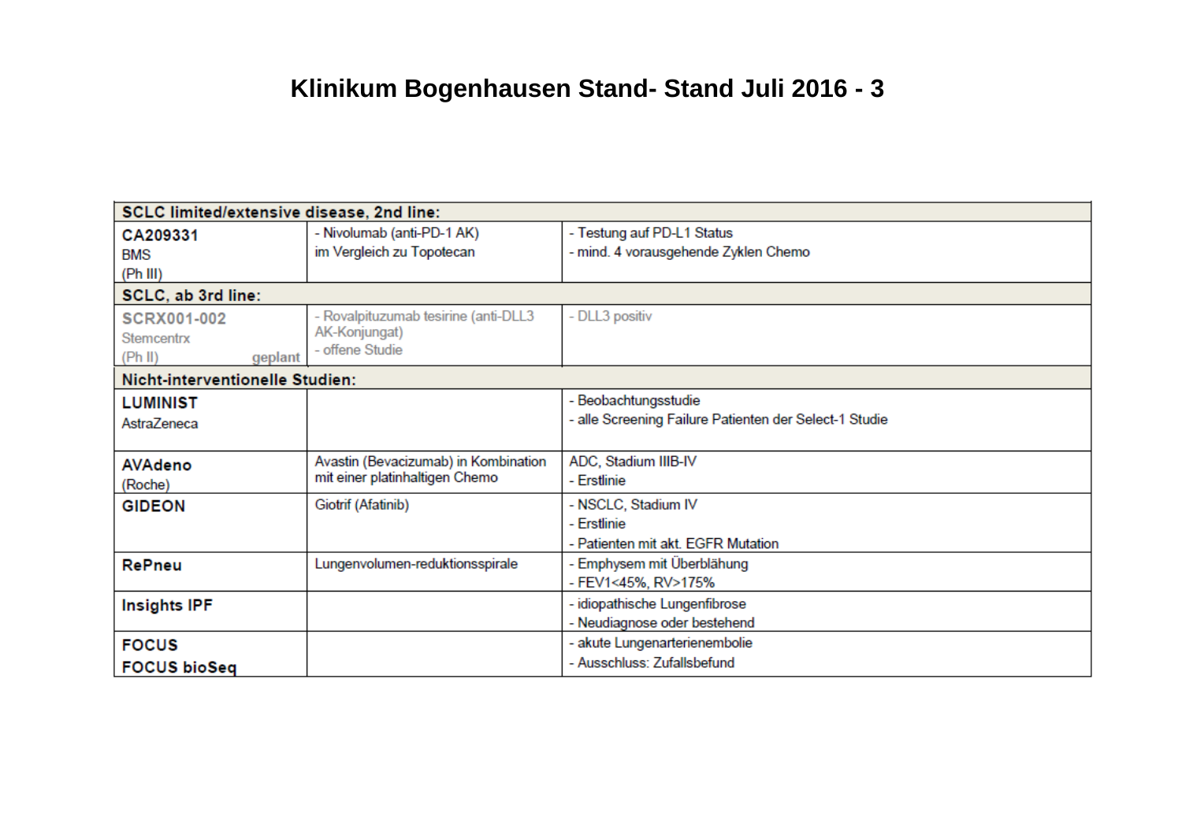# Klinikum Bogenhausen Stand- Stand Juli 2016 - 3

| SCLC limited/extensive disease, 2nd line: | | |
|---|---|---|
| **CA209331**<br>BMS<br>(Ph III) | - Nivolumab (anti-PD-1 AK)<br>im Vergleich zu Topotecan | - Testung auf PD-L1 Status<br>- mind. 4 vorausgehende Zyklen Chemo |
| **SCLC, ab 3rd line:** | | |
| **SCRX001-002**<br>Stemcentrx<br>(Ph II) geplant | - Rovalpituzumab tesirine (anti-DLL3 AK-Konjungat)<br>- offene Studie | - DLL3 positiv |
| **Nicht-interventionelle Studien:** | | |
| **LUMINIST**<br>AstraZeneca | | - Beobachtungsstudie<br>- alle Screening Failure Patienten der Select-1 Studie |
| **AVAdeno**<br>(Roche) | Avastin (Bevacizumab) in Kombination mit einer platinhaltigen Chemo | ADC, Stadium IIIB-IV<br>- Erstlinie |
| **GIDEON** | Giotrif (Afatinib) | - NSCLC, Stadium IV<br>- Erstlinie<br>- Patienten mit akt. EGFR Mutation |
| **RePneu** | Lungenvolumen-reduktionsspirale | - Emphysem mit Überblähung<br>- FEV1<45%, RV>175% |
| **Insights IPF** | | - idiopathische Lungenfibrose<br>- Neudiagnose oder bestehend |
| **FOCUS**<br>**FOCUS bioSeq** | | - akute Lungenarterienembolie<br>- Ausschluss: Zufallsbefund |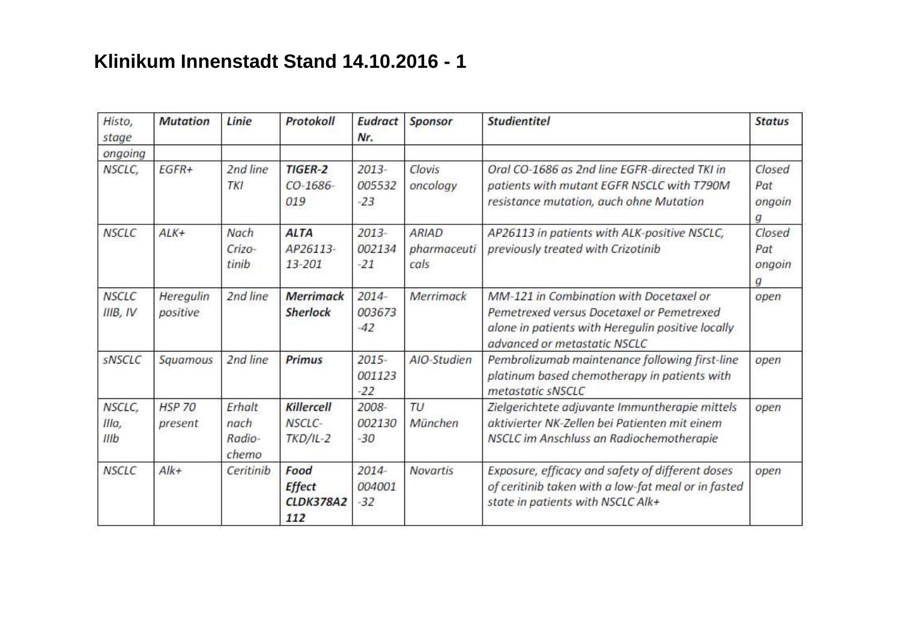# Klinikum Innenstadt Stand 14.10.2016 - 1

| *Histo, stage* | ***Mutation*** | ***Linie*** | ***Protokoll*** | ***Eudract Nr.*** | ***Sponsor*** | ***Studientitel*** | ***Status*** |
|---|---|---|---|---|---|---|---|
| *ongoing* | | | | | | | |
| *NSCLC,* | *EGFR+* | *2nd line TKI* | ***TIGER-2*** *CO-1686-019* | *2013-005532-23* | *Clovis oncology* | *Oral CO-1686 as 2nd line EGFR-directed TKI in patients with mutant EGFR NSCLC with T790M resistance mutation, auch ohne Mutation* | *Closed Pat ongoing* |
| *NSCLC* | *ALK+* | *Nach Crizo-tinib* | ***ALTA*** *AP26113-13-201* | *2013-002134-21* | *ARIAD pharmaceuticals* | *AP26113 in patients with ALK-positive NSCLC, previously treated with Crizotinib* | *Closed Pat ongoing* |
| *NSCLC IIIB, IV* | *Heregulin positive* | *2nd line* | ***Merrimack Sherlock*** | *2014-003673-42* | *Merrimack* | *MM-121 in Combination with Docetaxel or Pemetrexed versus Docetaxel or Pemetrexed alone in patients with Heregulin positive locally advanced or metastatic NSCLC* | *open* |
| *sNSCLC* | *Squamous* | *2nd line* | ***Primus*** | *2015-001123-22* | *AIO-Studien* | *Pembrolizumab maintenance following first-line platinum based chemotherapy in patients with metastatic sNSCLC* | *open* |
| *NSCLC, IIIa, IIIb* | *HSP 70 present* | *Erhalt nach Radio-chemo* | ***Killercell*** *NSCLC-TKD/IL-2* | *2008-002130-30* | *TU München* | *Zielgerichtete adjuvante Immuntherapie mittels aktivierter NK-Zellen bei Patienten mit einem NSCLC im Anschluss an Radiochemotherapie* | *open* |
| *NSCLC* | *Alk+* | *Ceritinib* | ***Food Effect CLDK378A2112*** | *2014-004001-32* | *Novartis* | *Exposure, efficacy and safety of different doses of ceritinib taken with a low-fat meal or in fasted state in patients with NSCLC Alk+* | *open* |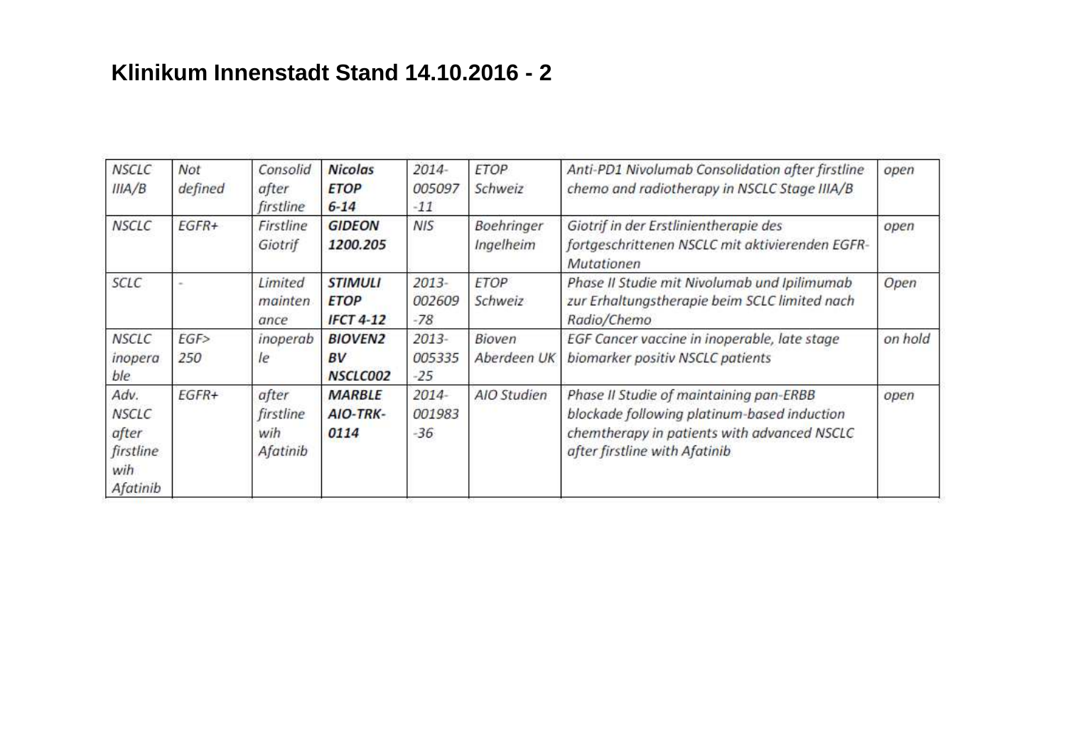**Klinikum Innenstadt Stand 14.10.2016 - 2**

| | | | | | | | |
|---|---|---|---|---|---|---|---|
| *NSCLC IIIA/B* | *Not defined* | *Consolid after firstline* | ***Nicolas ETOP 6-14*** | *2014-005097-11* | *ETOP Schweiz* | *Anti-PD1 Nivolumab Consolidation after firstline chemo and radiotherapy in NSCLC Stage IIIA/B* | *open* |
| *NSCLC* | *EGFR+* | *Firstline Giotrif* | ***GIDEON 1200.205*** | *NIS* | *Boehringer Ingelheim* | *Giotrif in der Erstlinientherapie des fortgeschrittenen NSCLC mit aktivierenden EGFR-Mutationen* | *open* |
| *SCLC* | *-* | *Limited maintenance* | ***STIMULI ETOP IFCT 4-12*** | *2013-002609-78* | *ETOP Schweiz* | *Phase II Studie mit Nivolumab und Ipilimumab zur Erhaltungstherapie beim SCLC limited nach Radio/Chemo* | *Open* |
| *NSCLC inoperable* | *EGF> 250* | *inoperable* | ***BIOVEN2 BV NSCLC002*** | *2013-005335-25* | *Bioven Aberdeen UK* | *EGF Cancer vaccine in inoperable, late stage biomarker positiv NSCLC patients* | *on hold* |
| *Adv. NSCLC after firstline wih Afatinib* | *EGFR+* | *after firstline wih Afatinib* | ***MARBLE AIO-TRK-0114*** | *2014-001983-36* | *AIO Studien* | *Phase II Studie of maintaining pan-ERBB blockade following platinum-based induction chemtherapy in patients with advanced NSCLC after firstline with Afatinib* | *open* |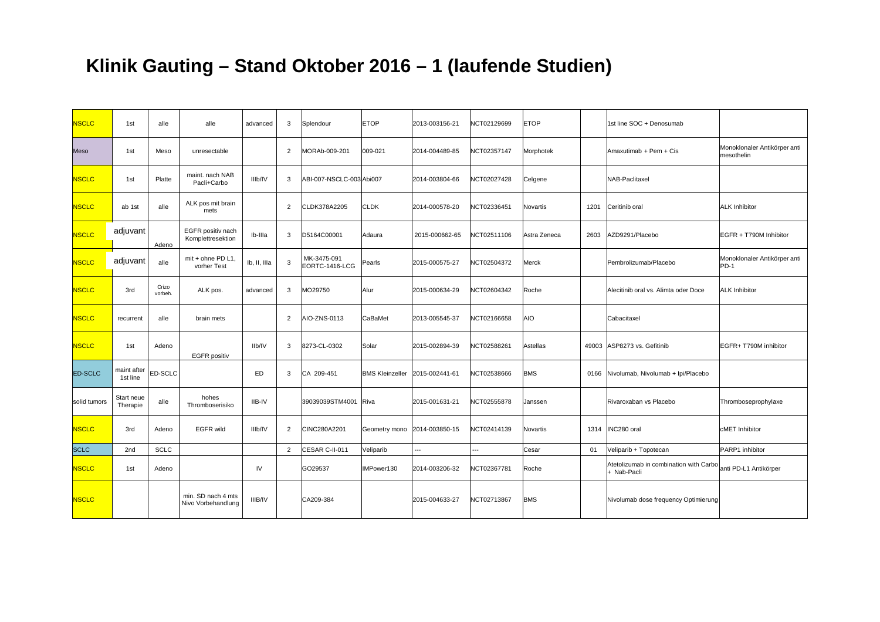# Klinik Gauting – Stand Oktober 2016 – 1 (laufende Studien)

| | | | | | | | | | | | | | |
|---|---|---|---|---|---|---|---|---|---|---|---|---|---|
| NSCLC | 1st | alle | alle | advanced | 3 | Splendour | ETOP | 2013-003156-21 | NCT02129699 | ETOP | | 1st line SOC + Denosumab | |
| Meso | 1st | Meso | unresectable | | 2 | MORAb-009-201 | 009-021 | 2014-004489-85 | NCT02357147 | Morphotek | | Amaxutimab + Pem + Cis | Monoklonaler Antikörper anti mesothelin |
| NSCLC | 1st | Platte | maint. nach NAB Pacli+Carbo | IIIb/IV | 3 | ABI-007-NSCLC-003 | Abi007 | 2014-003804-66 | NCT02027428 | Celgene | | NAB-Paclitaxel | |
| NSCLC | ab 1st | alle | ALK pos mit brain mets | | 2 | CLDK378A2205 | CLDK | 2014-000578-20 | NCT02336451 | Novartis | 1201 | Ceritinib oral | ALK Inhibitor |
| NSCLC | adjuvant | Adeno | EGFR positiv nach Komplettresektion | Ib-IIIa | 3 | D5164C00001 | Adaura | 2015-000662-65 | NCT02511106 | Astra Zeneca | 2603 | AZD9291/Placebo | EGFR + T790M Inhibitor |
| NSCLC | adjuvant | alle | mit + ohne PD L1, vorher Test | Ib, II, IIIa | 3 | MK-3475-091 EORTC-1416-LCG | Pearls | 2015-000575-27 | NCT02504372 | Merck | | Pembrolizumab/Placebo | Monoklonaler Antikörper anti PD-1 |
| NSCLC | 3rd | Crizo vorbeh. | ALK pos. | advanced | 3 | MO29750 | Alur | 2015-000634-29 | NCT02604342 | Roche | | Alecitinib oral vs. Alimta oder Doce | ALK Inhibitor |
| NSCLC | recurrent | alle | brain mets | | 2 | AIO-ZNS-0113 | CaBaMet | 2013-005545-37 | NCT02166658 | AIO | | Cabacitaxel | |
| NSCLC | 1st | Adeno | EGFR positiv | IIb/IV | 3 | 8273-CL-0302 | Solar | 2015-002894-39 | NCT02588261 | Astellas | 49003 | ASP8273 vs. Gefitinib | EGFR+ T790M inhibitor |
| ED-SCLC | maint after 1st line | ED-SCLC | | ED | 3 | CA 209-451 | BMS Kleinzeller | 2015-002441-61 | NCT02538666 | BMS | 0166 | Nivolumab, Nivolumab + Ipi/Placebo | |
| solid tumors | Start neue Therapie | alle | hohes Thromboserisiko | IIB-IV | | 39039039STM4001 | Riva | 2015-001631-21 | NCT02555878 | Janssen | | Rivaroxaban vs Placebo | Thromboseprophylaxe |
| NSCLC | 3rd | Adeno | EGFR wild | IIIb/IV | 2 | CINC280A2201 | Geometry mono | 2014-003850-15 | NCT02414139 | Novartis | 1314 | INC280 oral | cMET Inhibitor |
| SCLC | 2nd | SCLC | | | 2 | CESAR C-II-011 | Veliparib | --- | --- | Cesar | 01 | Veliparib + Topotecan | PARP1 inhibitor |
| NSCLC | 1st | Adeno | | IV | | GO29537 | IMPower130 | 2014-003206-32 | NCT02367781 | Roche | | Atetolizumab in combination with Carbo + Nab-Pacli | anti PD-L1 Antikörper |
| NSCLC | | | min. SD nach 4 mts Nivo Vorbehandlung | IIIB/IV | | CA209-384 | | 2015-004633-27 | NCT02713867 | BMS | | Nivolumab dose frequency Optimierung | |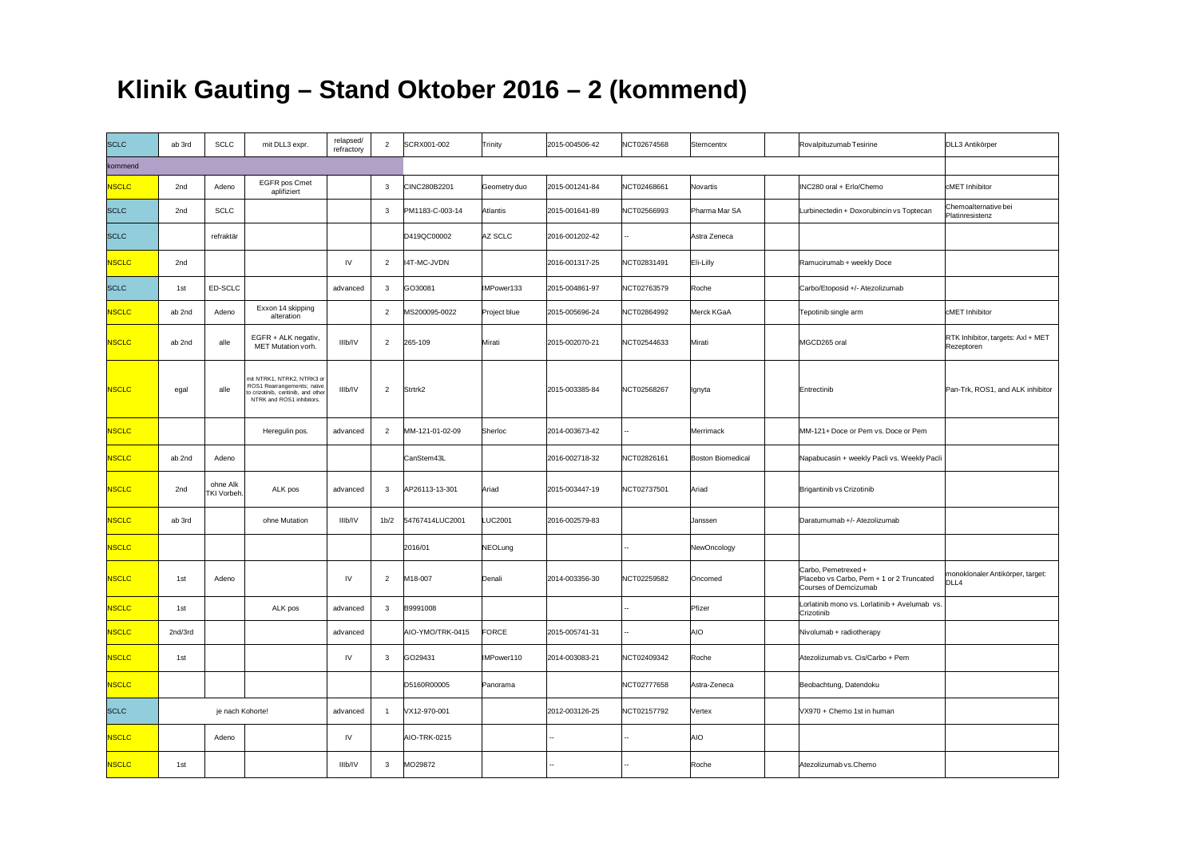# Klinik Gauting – Stand Oktober 2016 – 2 (kommend)

| | | | | | | | | | | | | | |
|---|---|---|---|---|---|---|---|---|---|---|---|---|---|
| SCLC | ab 3rd | SCLC | mit DLL3 expr. | relapsed/ refractory | 2 | SCRX001-002 | Trinity | 2015-004506-42 | NCT02674568 | Stemcentrx | | Rovalpituzumab Tesirine | DLL3 Antikörper |
| kommend | | | | | | | | | | | | | |
| NSCLC | 2nd | Adeno | EGFR pos Cmet aplifiziert | | 3 | CINC280B2201 | Geometry duo | 2015-001241-84 | NCT02468661 | Novartis | | INC280 oral + Erlo/Chemo | cMET Inhibitor |
| SCLC | 2nd | SCLC | | | 3 | PM1183-C-003-14 | Atlantis | 2015-001641-89 | NCT02566993 | Pharma Mar SA | | Lurbinectedin + Doxorubincin vs Toptecan | Chemoalternative bei Platinresistenz |
| SCLC | | refraktär | | | | D419QC00002 | AZ SCLC | 2016-001202-42 | -- | Astra Zeneca | | | |
| NSCLC | 2nd | | | IV | 2 | I4T-MC-JVDN | | 2016-001317-25 | NCT02831491 | Eli-Lilly | | Ramucirumab + weekly Doce | |
| SCLC | 1st | ED-SCLC | | advanced | 3 | GO30081 | IMPower133 | 2015-004861-97 | NCT02763579 | Roche | | Carbo/Etoposid +/- Atezolizumab | |
| NSCLC | ab 2nd | Adeno | Exxon 14 skipping alteration | | 2 | MS200095-0022 | Project blue | 2015-005696-24 | NCT02864992 | Merck KGaA | | Tepotinib single arm | cMET Inhibitor |
| NSCLC | ab 2nd | alle | EGFR + ALK negativ, MET Mutation vorh. | IIIb/IV | 2 | 265-109 | Mirati | 2015-002070-21 | NCT02544633 | Mirati | | MGCD265 oral | RTK Inhibitor, targets: Axl + MET Rezeptoren |
| NSCLC | egal | alle | mit NTRK1, NTRK2, NTRK3 or ROS1 Rearrangements; naive to crizotinib, ceritinib, and other NTRK and ROS1 inhibitors. | IIIb/IV | 2 | Strtrk2 | | 2015-003385-84 | NCT02568267 | Ignyta | | Entrectinib | Pan-Trk, ROS1, and ALK inhibitor |
| NSCLC | | | Heregulin pos. | advanced | 2 | MM-121-01-02-09 | Sherloc | 2014-003673-42 | -- | Merrimack | | MM-121+ Doce or Pem vs. Doce or Pem | |
| NSCLC | ab 2nd | Adeno | | | | CanStem43L | | 2016-002718-32 | NCT02826161 | Boston Biomedical | | Napabucasin + weekly Pacli vs. Weekly Pacli | |
| NSCLC | 2nd | ohne Alk TKI Vorbeh. | ALK pos | advanced | 3 | AP26113-13-301 | Ariad | 2015-003447-19 | NCT02737501 | Ariad | | Brigantinib vs Crizotinib | |
| NSCLC | ab 3rd | | ohne Mutation | IIIb/IV | 1b/2 | 54767414LUC2001 | LUC2001 | 2016-002579-83 | | Janssen | | Daratumumab +/- Atezolizumab | |
| NSCLC | | | | | | 2016/01 | NEOLung | | -- | NewOncology | | | |
| NSCLC | 1st | Adeno | | IV | 2 | M18-007 | Denali | 2014-003356-30 | NCT02259582 | Oncomed | | Carbo, Pemetrexed + Placebo vs Carbo, Pem + 1 or 2 Truncated Courses of Demcizumab | monoklonaler Antikörper, target: DLL4 |
| NSCLC | 1st | | ALK pos | advanced | 3 | B9991008 | | | -- | Pfizer | | Lorlatinib mono vs. Lorlatinib + Avelumab vs. Crizotinib | |
| NSCLC | 2nd/3rd | | | advanced | | AIO-YMO/TRK-0415 | FORCE | 2015-005741-31 | -- | AIO | | Nivolumab + radiotherapy | |
| NSCLC | 1st | | | IV | 3 | GO29431 | IMPower110 | 2014-003083-21 | NCT02409342 | Roche | | Atezolizumab vs. Cis/Carbo + Pem | |
| NSCLC | | | | | | D5160R00005 | Panorama | | NCT02777658 | Astra-Zeneca | | Beobachtung, Datendoku | |
| SCLC | je nach Kohorte! | | | advanced | 1 | VX12-970-001 | | 2012-003126-25 | NCT02157792 | Vertex | | VX970 + Chemo 1st in human | |
| NSCLC | | Adeno | | IV | | AIO-TRK-0215 | | -- | -- | AIO | | | |
| NSCLC | 1st | | | IIIb/IV | 3 | MO29872 | | -- | -- | Roche | | Atezolizumab vs.Chemo | |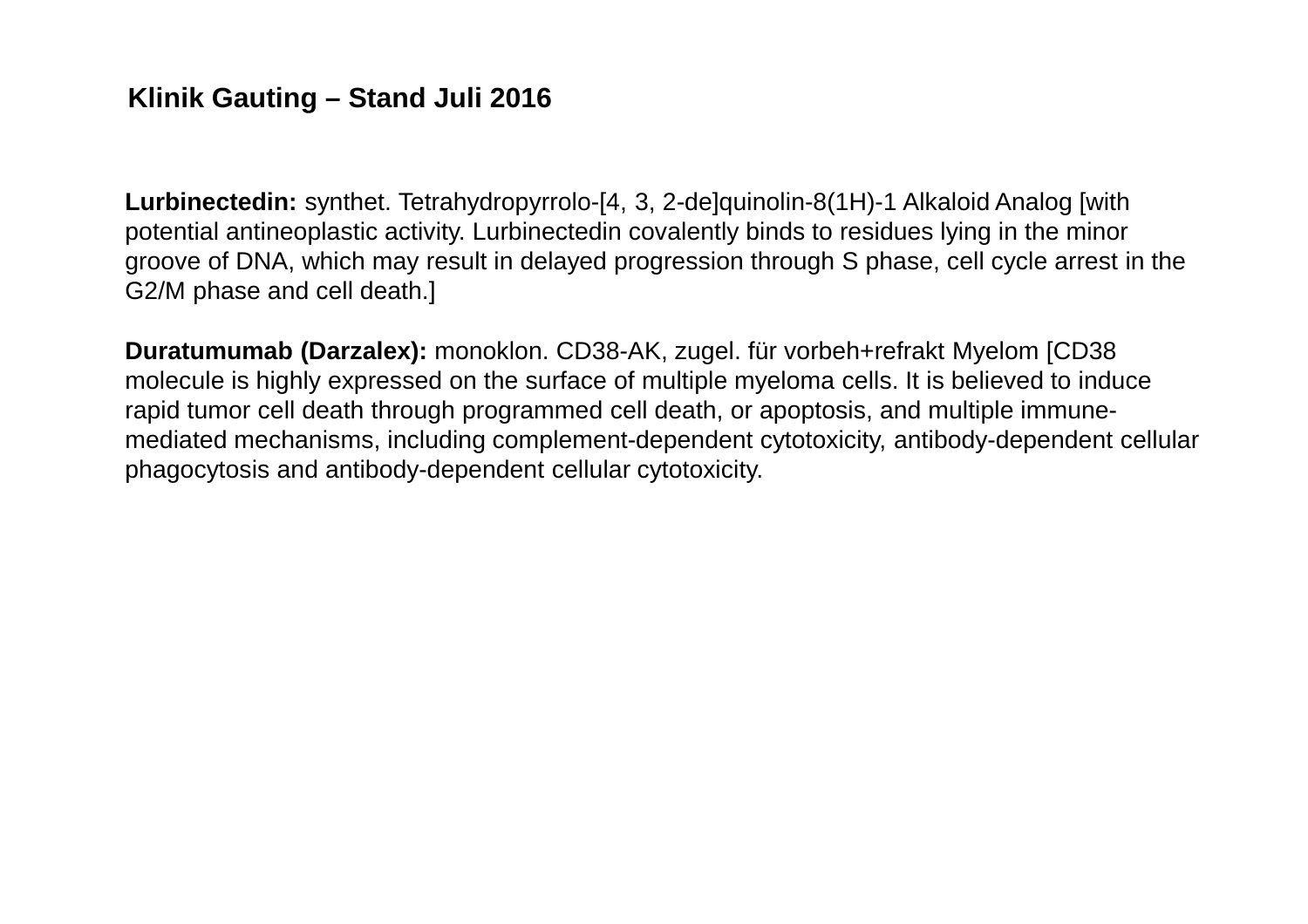**Klinik Gauting – Stand Juli 2016**

**Lurbinectedin:** synthet. Tetrahydropyrrolo-[4, 3, 2-de]quinolin-8(1H)-1 Alkaloid Analog [with potential antineoplastic activity. Lurbinectedin covalently binds to residues lying in the minor groove of DNA, which may result in delayed progression through S phase, cell cycle arrest in the G2/M phase and cell death.]

**Duratumumab (Darzalex):** monoklon. CD38-AK, zugel. für vorbeh+refrakt Myelom [CD38 molecule is highly expressed on the surface of multiple myeloma cells. It is believed to induce rapid tumor cell death through programmed cell death, or apoptosis, and multiple immune-mediated mechanisms, including complement-dependent cytotoxicity, antibody-dependent cellular phagocytosis and antibody-dependent cellular cytotoxicity.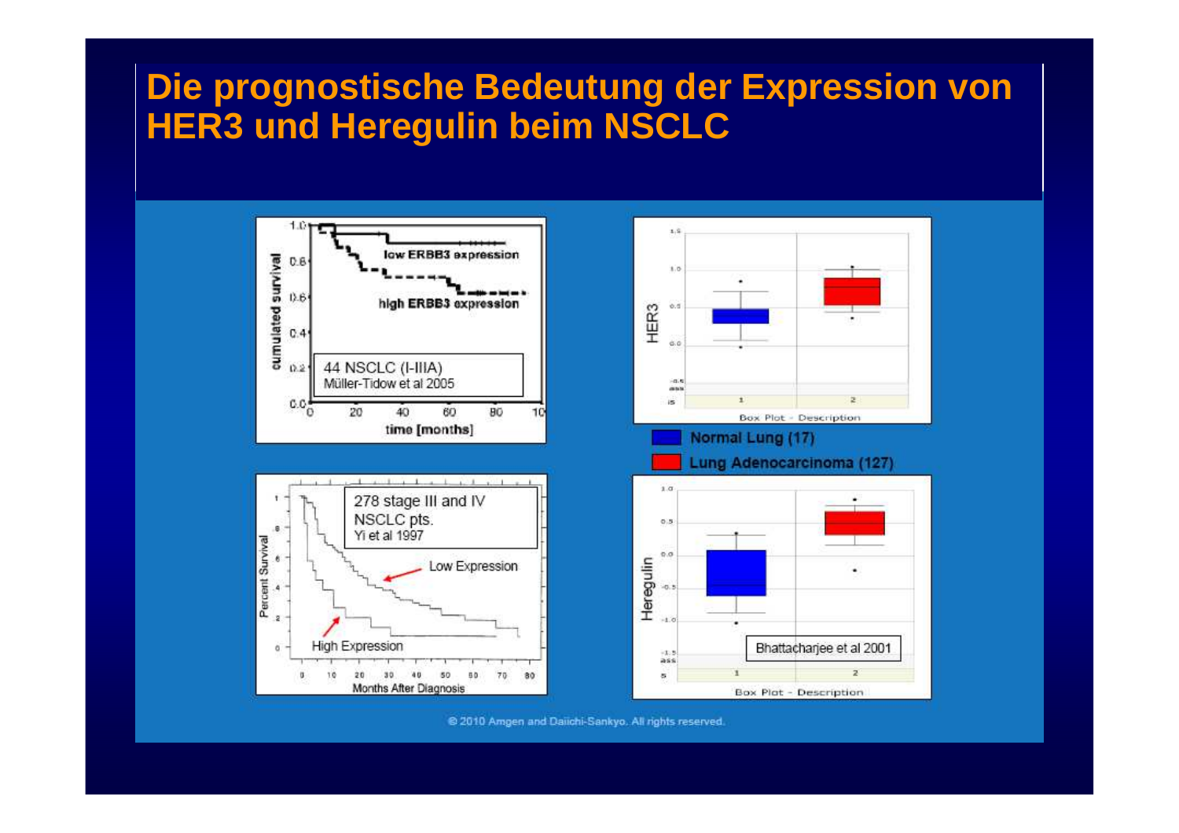# Die prognostische Bedeutung der Expression von HER3 und Heregulin beim NSCLC

low ERBB3 expression

high ERBB3 expression

44 NSCLC (I-IIIA)
Müller-Tidow et al 2005

278 stage III and IV NSCLC pts.
Yi et al 1997

Low Expression

High Expression

Normal Lung (17)

Lung Adenocarcinoma (127)

Bhattacharjee et al 2001

© 2010 Amgen and Daiichi-Sankyo. All rights reserved.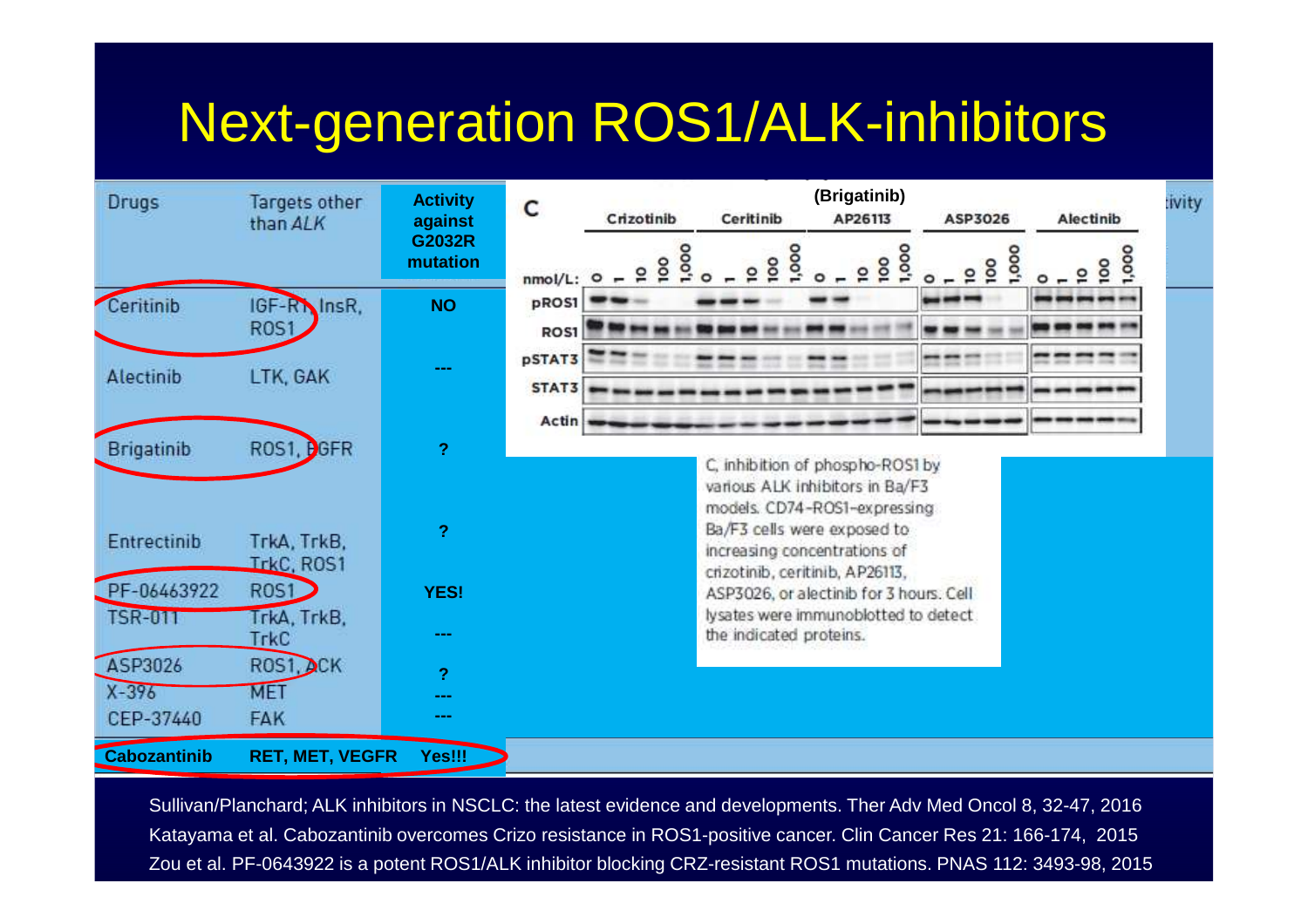# Next-generation ROS1/ALK-inhibitors

| Drugs | Targets other than *ALK* | Activity against G2032R mutation |
|---|---|---|
| Ceritinib | IGF-R1, InsR, ROS1 | NO |
| Alectinib | LTK, GAK | --- |
| Brigatinib | ROS1, EGFR | ? |
| Entrectinib | TrkA, TrkB, TrkC, ROS1 | ? |
| PF-06463922 | ROS1 | YES! |
| TSR-011 | TrkA, TrkB, TrkC | --- |
| ASP3026 | ROS1, ACK | ? |
| X-396 | MET | --- |
| CEP-37440 | FAK | --- |
| **Cabozantinib** | **RET, MET, VEGFR** | **Yes!!!** |

C

(Brigatinib)

Crizotinib | Ceritinib | AP26113 | ASP3026 | Alectinib

nmol/L: 0 1 10 100 1,000 | 0 1 10 100 1,000 | 0 1 10 100 1,000 | 0 1 10 100 1,000 | 0 1 10 100 1,000

pROS1

ROS1

pSTAT3

STAT3

Actin

C, inhibition of phospho-ROS1 by various ALK inhibitors in Ba/F3 models. CD74-ROS1-expressing Ba/F3 cells were exposed to increasing concentrations of crizotinib, ceritinib, AP26113, ASP3026, or alectinib for 3 hours. Cell lysates were immunoblotted to detect the indicated proteins.

Sullivan/Planchard; ALK inhibitors in NSCLC: the latest evidence and developments. Ther Adv Med Oncol 8, 32-47, 2016

Katayama et al. Cabozantinib overcomes Crizo resistance in ROS1-positive cancer. Clin Cancer Res 21: 166-174, 2015

Zou et al. PF-0643922 is a potent ROS1/ALK inhibitor blocking CRZ-resistant ROS1 mutations. PNAS 112: 3493-98, 2015